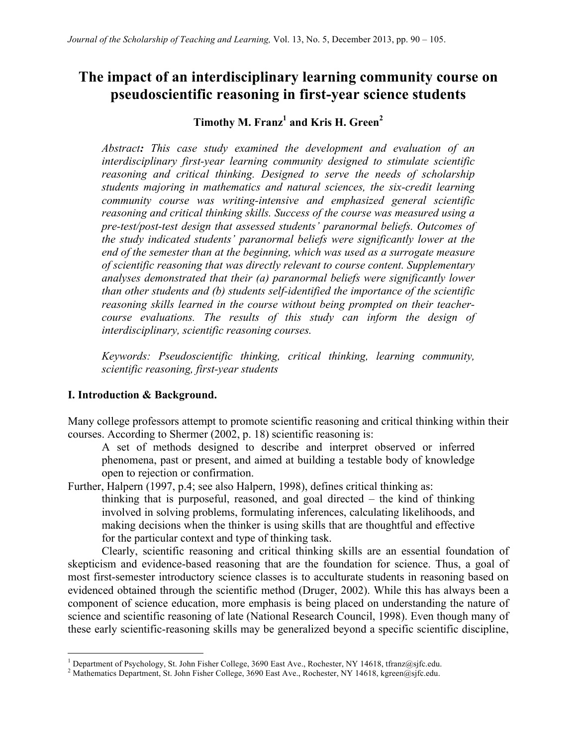# The impact of an interdisciplinary learning community course on pseudoscientific reasoning in first-year science students

**Timothy M. Franz[1] and Kris H. Green[2]**

*Abstract: This case study examined the development and evaluation of an interdisciplinary first-year learning community designed to stimulate scientific reasoning and critical thinking. Designed to serve the needs of scholarship students majoring in mathematics and natural sciences, the six-credit learning community course was writing-intensive and emphasized general scientific reasoning and critical thinking skills. Success of the course was measured using a pre-test/post-test design that assessed students' paranormal beliefs. Outcomes of the study indicated students' paranormal beliefs were significantly lower at the end of the semester than at the beginning, which was used as a surrogate measure of scientific reasoning that was directly relevant to course content. Supplementary analyses demonstrated that their (a) paranormal beliefs were significantly lower than other students and (b) students self-identified the importance of the scientific reasoning skills learned in the course without being prompted on their teacher-course evaluations. The results of this study can inform the design of interdisciplinary, scientific reasoning courses.*

*Keywords: Pseudoscientific thinking, critical thinking, learning community, scientific reasoning, first-year students*

## I. Introduction & Background.

Many college professors attempt to promote scientific reasoning and critical thinking within their courses. According to Shermer (2002, p. 18) scientific reasoning is:

> A set of methods designed to describe and interpret observed or inferred phenomena, past or present, and aimed at building a testable body of knowledge open to rejection or confirmation.

Further, Halpern (1997, p.4; see also Halpern, 1998), defines critical thinking as:

> thinking that is purposeful, reasoned, and goal directed – the kind of thinking involved in solving problems, formulating inferences, calculating likelihoods, and making decisions when the thinker is using skills that are thoughtful and effective for the particular context and type of thinking task.

Clearly, scientific reasoning and critical thinking skills are an essential foundation of skepticism and evidence-based reasoning that are the foundation for science. Thus, a goal of most first-semester introductory science classes is to acculturate students in reasoning based on evidenced obtained through the scientific method (Druger, 2002). While this has always been a component of science education, more emphasis is being placed on understanding the nature of science and scientific reasoning of late (National Research Council, 1998). Even though many of these early scientific-reasoning skills may be generalized beyond a specific scientific discipline,

---

[1] Department of Psychology, St. John Fisher College, 3690 East Ave., Rochester, NY 14618, tfranz@sjfc.edu.

[2] Mathematics Department, St. John Fisher College, 3690 East Ave., Rochester, NY 14618, kgreen@sjfc.edu.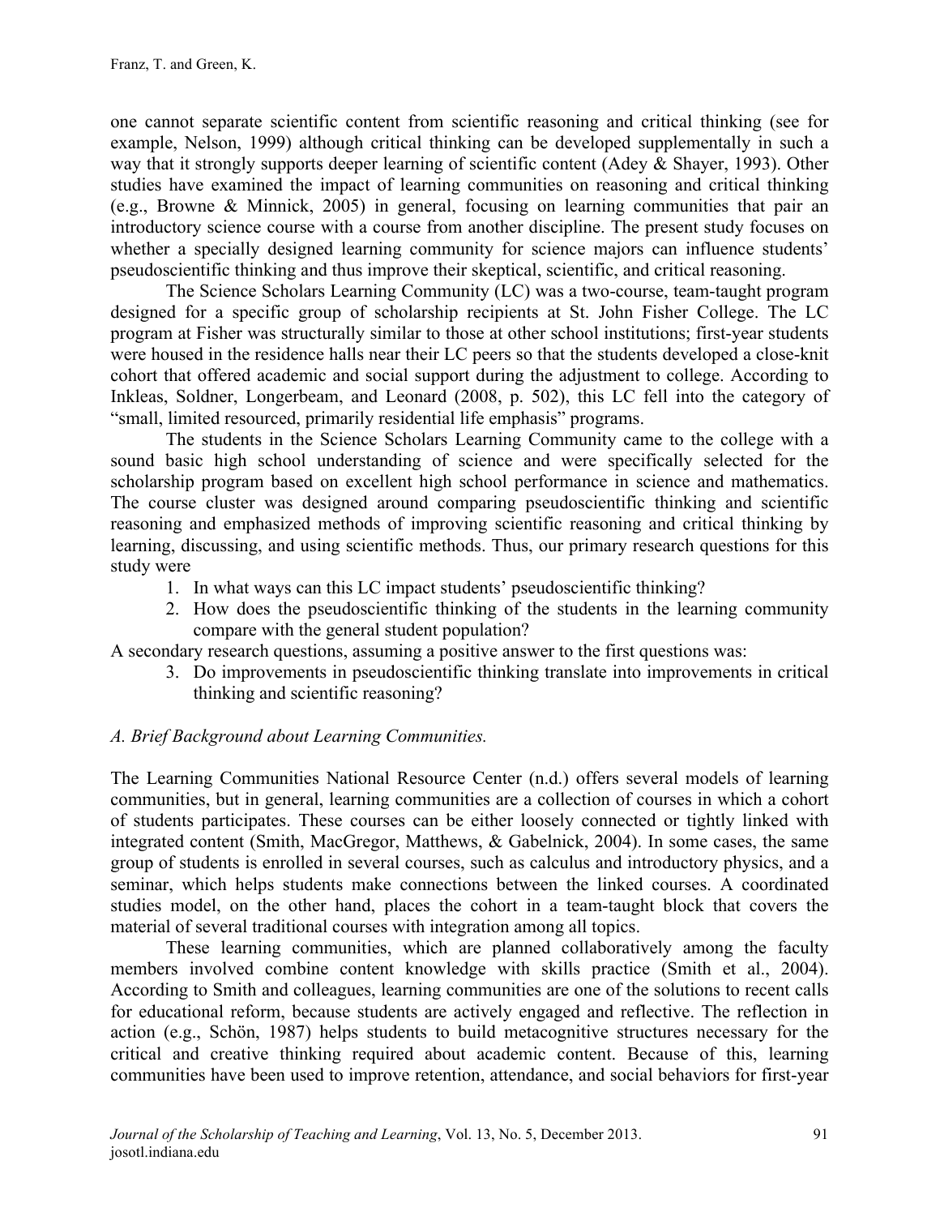one cannot separate scientific content from scientific reasoning and critical thinking (see for example, Nelson, 1999) although critical thinking can be developed supplementally in such a way that it strongly supports deeper learning of scientific content (Adey & Shayer, 1993). Other studies have examined the impact of learning communities on reasoning and critical thinking (e.g., Browne & Minnick, 2005) in general, focusing on learning communities that pair an introductory science course with a course from another discipline. The present study focuses on whether a specially designed learning community for science majors can influence students' pseudoscientific thinking and thus improve their skeptical, scientific, and critical reasoning.

The Science Scholars Learning Community (LC) was a two-course, team-taught program designed for a specific group of scholarship recipients at St. John Fisher College. The LC program at Fisher was structurally similar to those at other school institutions; first-year students were housed in the residence halls near their LC peers so that the students developed a close-knit cohort that offered academic and social support during the adjustment to college. According to Inkleas, Soldner, Longerbeam, and Leonard (2008, p. 502), this LC fell into the category of "small, limited resourced, primarily residential life emphasis" programs.

The students in the Science Scholars Learning Community came to the college with a sound basic high school understanding of science and were specifically selected for the scholarship program based on excellent high school performance in science and mathematics. The course cluster was designed around comparing pseudoscientific thinking and scientific reasoning and emphasized methods of improving scientific reasoning and critical thinking by learning, discussing, and using scientific methods. Thus, our primary research questions for this study were

1. In what ways can this LC impact students' pseudoscientific thinking?
2. How does the pseudoscientific thinking of the students in the learning community compare with the general student population?

A secondary research questions, assuming a positive answer to the first questions was:

3. Do improvements in pseudoscientific thinking translate into improvements in critical thinking and scientific reasoning?

*A. Brief Background about Learning Communities.*

The Learning Communities National Resource Center (n.d.) offers several models of learning communities, but in general, learning communities are a collection of courses in which a cohort of students participates. These courses can be either loosely connected or tightly linked with integrated content (Smith, MacGregor, Matthews, & Gabelnick, 2004). In some cases, the same group of students is enrolled in several courses, such as calculus and introductory physics, and a seminar, which helps students make connections between the linked courses. A coordinated studies model, on the other hand, places the cohort in a team-taught block that covers the material of several traditional courses with integration among all topics.

These learning communities, which are planned collaboratively among the faculty members involved combine content knowledge with skills practice (Smith et al., 2004). According to Smith and colleagues, learning communities are one of the solutions to recent calls for educational reform, because students are actively engaged and reflective. The reflection in action (e.g., Schön, 1987) helps students to build metacognitive structures necessary for the critical and creative thinking required about academic content. Because of this, learning communities have been used to improve retention, attendance, and social behaviors for first-year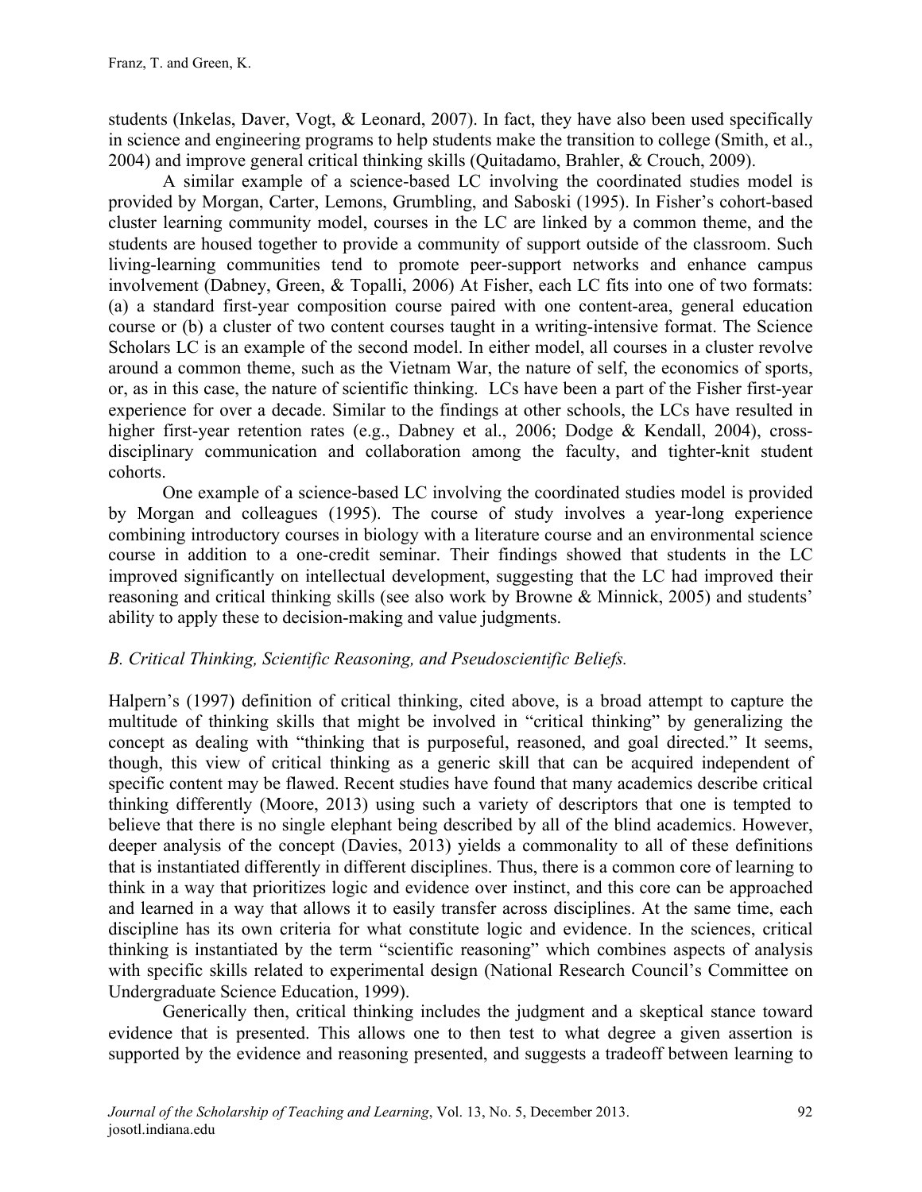students (Inkelas, Daver, Vogt, & Leonard, 2007). In fact, they have also been used specifically in science and engineering programs to help students make the transition to college (Smith, et al., 2004) and improve general critical thinking skills (Quitadamo, Brahler, & Crouch, 2009).

A similar example of a science-based LC involving the coordinated studies model is provided by Morgan, Carter, Lemons, Grumbling, and Saboski (1995). In Fisher's cohort-based cluster learning community model, courses in the LC are linked by a common theme, and the students are housed together to provide a community of support outside of the classroom. Such living-learning communities tend to promote peer-support networks and enhance campus involvement (Dabney, Green, & Topalli, 2006) At Fisher, each LC fits into one of two formats: (a) a standard first-year composition course paired with one content-area, general education course or (b) a cluster of two content courses taught in a writing-intensive format. The Science Scholars LC is an example of the second model. In either model, all courses in a cluster revolve around a common theme, such as the Vietnam War, the nature of self, the economics of sports, or, as in this case, the nature of scientific thinking. LCs have been a part of the Fisher first-year experience for over a decade. Similar to the findings at other schools, the LCs have resulted in higher first-year retention rates (e.g., Dabney et al., 2006; Dodge & Kendall, 2004), cross-disciplinary communication and collaboration among the faculty, and tighter-knit student cohorts.

One example of a science-based LC involving the coordinated studies model is provided by Morgan and colleagues (1995). The course of study involves a year-long experience combining introductory courses in biology with a literature course and an environmental science course in addition to a one-credit seminar. Their findings showed that students in the LC improved significantly on intellectual development, suggesting that the LC had improved their reasoning and critical thinking skills (see also work by Browne & Minnick, 2005) and students' ability to apply these to decision-making and value judgments.

### *B. Critical Thinking, Scientific Reasoning, and Pseudoscientific Beliefs.*

Halpern's (1997) definition of critical thinking, cited above, is a broad attempt to capture the multitude of thinking skills that might be involved in "critical thinking" by generalizing the concept as dealing with "thinking that is purposeful, reasoned, and goal directed." It seems, though, this view of critical thinking as a generic skill that can be acquired independent of specific content may be flawed. Recent studies have found that many academics describe critical thinking differently (Moore, 2013) using such a variety of descriptors that one is tempted to believe that there is no single elephant being described by all of the blind academics. However, deeper analysis of the concept (Davies, 2013) yields a commonality to all of these definitions that is instantiated differently in different disciplines. Thus, there is a common core of learning to think in a way that prioritizes logic and evidence over instinct, and this core can be approached and learned in a way that allows it to easily transfer across disciplines. At the same time, each discipline has its own criteria for what constitute logic and evidence. In the sciences, critical thinking is instantiated by the term "scientific reasoning" which combines aspects of analysis with specific skills related to experimental design (National Research Council's Committee on Undergraduate Science Education, 1999).

Generically then, critical thinking includes the judgment and a skeptical stance toward evidence that is presented. This allows one to then test to what degree a given assertion is supported by the evidence and reasoning presented, and suggests a tradeoff between learning to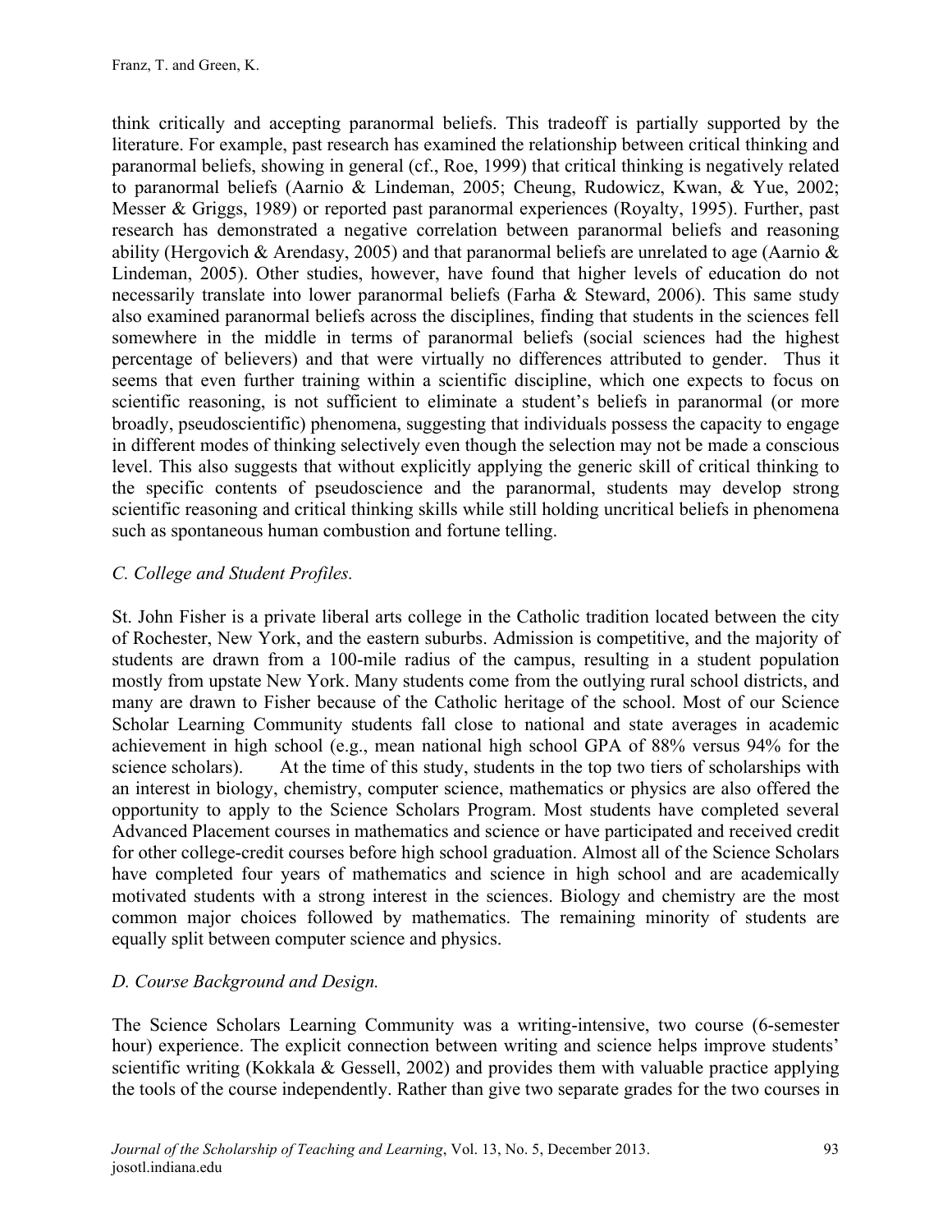think critically and accepting paranormal beliefs. This tradeoff is partially supported by the literature. For example, past research has examined the relationship between critical thinking and paranormal beliefs, showing in general (cf., Roe, 1999) that critical thinking is negatively related to paranormal beliefs (Aarnio & Lindeman, 2005; Cheung, Rudowicz, Kwan, & Yue, 2002; Messer & Griggs, 1989) or reported past paranormal experiences (Royalty, 1995). Further, past research has demonstrated a negative correlation between paranormal beliefs and reasoning ability (Hergovich & Arendasy, 2005) and that paranormal beliefs are unrelated to age (Aarnio & Lindeman, 2005). Other studies, however, have found that higher levels of education do not necessarily translate into lower paranormal beliefs (Farha & Steward, 2006). This same study also examined paranormal beliefs across the disciplines, finding that students in the sciences fell somewhere in the middle in terms of paranormal beliefs (social sciences had the highest percentage of believers) and that were virtually no differences attributed to gender. Thus it seems that even further training within a scientific discipline, which one expects to focus on scientific reasoning, is not sufficient to eliminate a student's beliefs in paranormal (or more broadly, pseudoscientific) phenomena, suggesting that individuals possess the capacity to engage in different modes of thinking selectively even though the selection may not be made a conscious level. This also suggests that without explicitly applying the generic skill of critical thinking to the specific contents of pseudoscience and the paranormal, students may develop strong scientific reasoning and critical thinking skills while still holding uncritical beliefs in phenomena such as spontaneous human combustion and fortune telling.

### *C. College and Student Profiles.*

St. John Fisher is a private liberal arts college in the Catholic tradition located between the city of Rochester, New York, and the eastern suburbs. Admission is competitive, and the majority of students are drawn from a 100-mile radius of the campus, resulting in a student population mostly from upstate New York. Many students come from the outlying rural school districts, and many are drawn to Fisher because of the Catholic heritage of the school. Most of our Science Scholar Learning Community students fall close to national and state averages in academic achievement in high school (e.g., mean national high school GPA of 88% versus 94% for the science scholars). At the time of this study, students in the top two tiers of scholarships with an interest in biology, chemistry, computer science, mathematics or physics are also offered the opportunity to apply to the Science Scholars Program. Most students have completed several Advanced Placement courses in mathematics and science or have participated and received credit for other college-credit courses before high school graduation. Almost all of the Science Scholars have completed four years of mathematics and science in high school and are academically motivated students with a strong interest in the sciences. Biology and chemistry are the most common major choices followed by mathematics. The remaining minority of students are equally split between computer science and physics.

### *D. Course Background and Design.*

The Science Scholars Learning Community was a writing-intensive, two course (6-semester hour) experience. The explicit connection between writing and science helps improve students' scientific writing (Kokkala & Gessell, 2002) and provides them with valuable practice applying the tools of the course independently. Rather than give two separate grades for the two courses in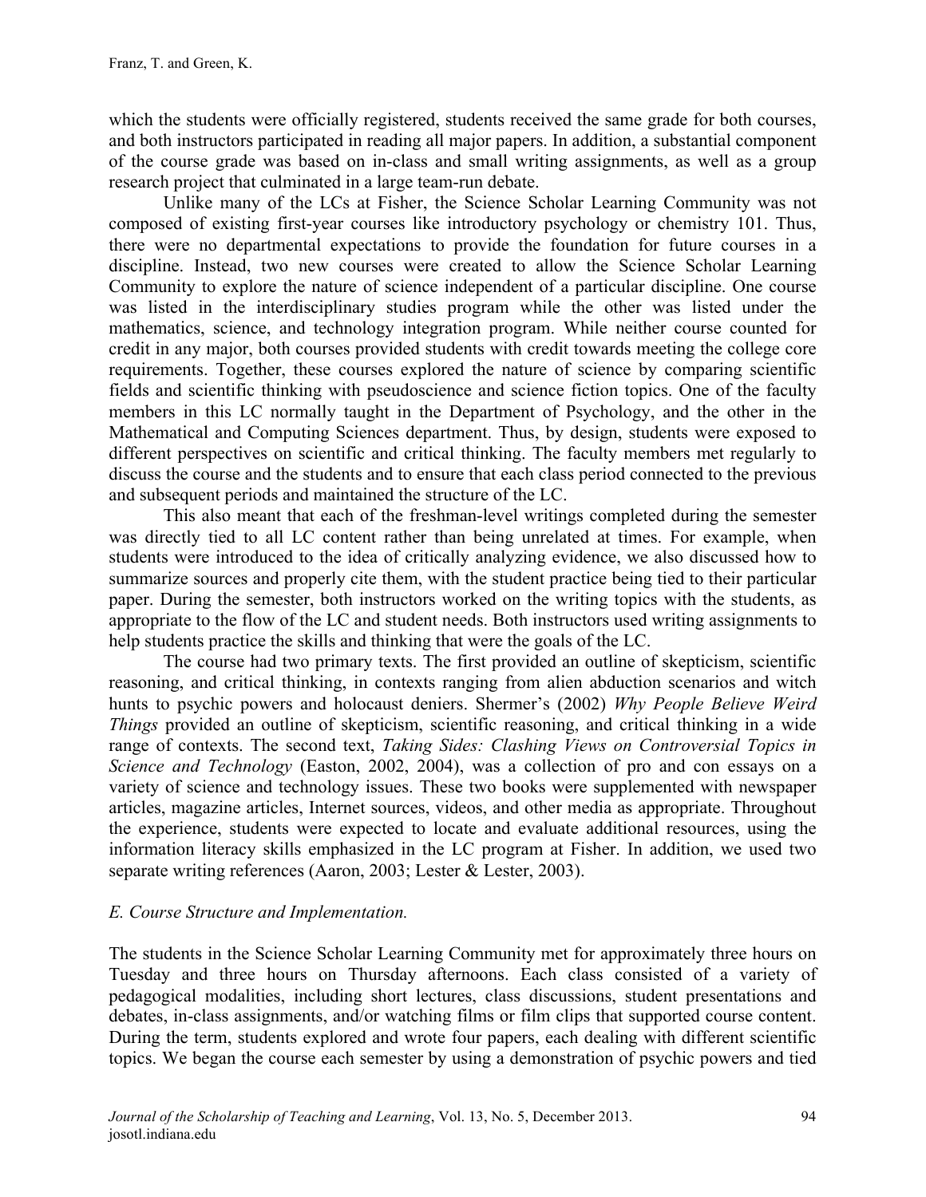which the students were officially registered, students received the same grade for both courses, and both instructors participated in reading all major papers. In addition, a substantial component of the course grade was based on in-class and small writing assignments, as well as a group research project that culminated in a large team-run debate.

Unlike many of the LCs at Fisher, the Science Scholar Learning Community was not composed of existing first-year courses like introductory psychology or chemistry 101. Thus, there were no departmental expectations to provide the foundation for future courses in a discipline. Instead, two new courses were created to allow the Science Scholar Learning Community to explore the nature of science independent of a particular discipline. One course was listed in the interdisciplinary studies program while the other was listed under the mathematics, science, and technology integration program. While neither course counted for credit in any major, both courses provided students with credit towards meeting the college core requirements. Together, these courses explored the nature of science by comparing scientific fields and scientific thinking with pseudoscience and science fiction topics. One of the faculty members in this LC normally taught in the Department of Psychology, and the other in the Mathematical and Computing Sciences department. Thus, by design, students were exposed to different perspectives on scientific and critical thinking. The faculty members met regularly to discuss the course and the students and to ensure that each class period connected to the previous and subsequent periods and maintained the structure of the LC.

This also meant that each of the freshman-level writings completed during the semester was directly tied to all LC content rather than being unrelated at times. For example, when students were introduced to the idea of critically analyzing evidence, we also discussed how to summarize sources and properly cite them, with the student practice being tied to their particular paper. During the semester, both instructors worked on the writing topics with the students, as appropriate to the flow of the LC and student needs. Both instructors used writing assignments to help students practice the skills and thinking that were the goals of the LC.

The course had two primary texts. The first provided an outline of skepticism, scientific reasoning, and critical thinking, in contexts ranging from alien abduction scenarios and witch hunts to psychic powers and holocaust deniers. Shermer's (2002) *Why People Believe Weird Things* provided an outline of skepticism, scientific reasoning, and critical thinking in a wide range of contexts. The second text, *Taking Sides: Clashing Views on Controversial Topics in Science and Technology* (Easton, 2002, 2004), was a collection of pro and con essays on a variety of science and technology issues. These two books were supplemented with newspaper articles, magazine articles, Internet sources, videos, and other media as appropriate. Throughout the experience, students were expected to locate and evaluate additional resources, using the information literacy skills emphasized in the LC program at Fisher. In addition, we used two separate writing references (Aaron, 2003; Lester & Lester, 2003).

*E. Course Structure and Implementation.*

The students in the Science Scholar Learning Community met for approximately three hours on Tuesday and three hours on Thursday afternoons. Each class consisted of a variety of pedagogical modalities, including short lectures, class discussions, student presentations and debates, in-class assignments, and/or watching films or film clips that supported course content. During the term, students explored and wrote four papers, each dealing with different scientific topics. We began the course each semester by using a demonstration of psychic powers and tied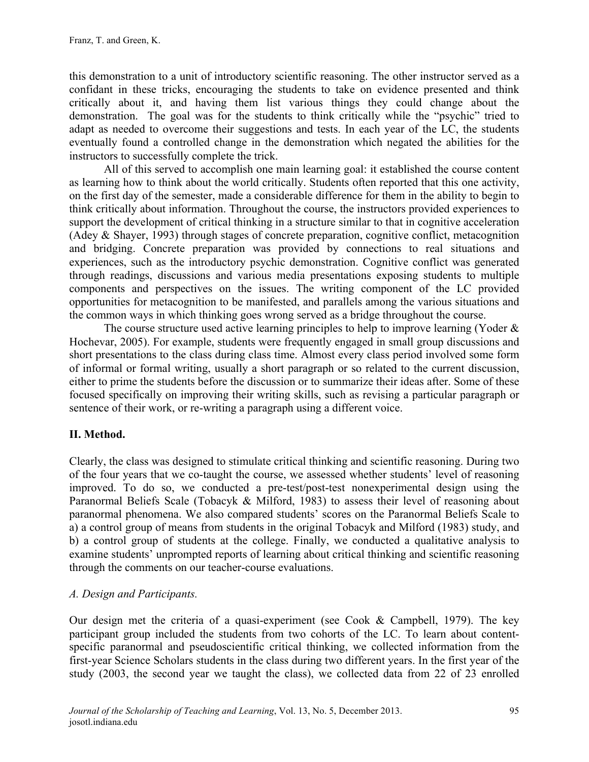this demonstration to a unit of introductory scientific reasoning. The other instructor served as a confidant in these tricks, encouraging the students to take on evidence presented and think critically about it, and having them list various things they could change about the demonstration. The goal was for the students to think critically while the "psychic" tried to adapt as needed to overcome their suggestions and tests. In each year of the LC, the students eventually found a controlled change in the demonstration which negated the abilities for the instructors to successfully complete the trick.

All of this served to accomplish one main learning goal: it established the course content as learning how to think about the world critically. Students often reported that this one activity, on the first day of the semester, made a considerable difference for them in the ability to begin to think critically about information. Throughout the course, the instructors provided experiences to support the development of critical thinking in a structure similar to that in cognitive acceleration (Adey & Shayer, 1993) through stages of concrete preparation, cognitive conflict, metacognition and bridging. Concrete preparation was provided by connections to real situations and experiences, such as the introductory psychic demonstration. Cognitive conflict was generated through readings, discussions and various media presentations exposing students to multiple components and perspectives on the issues. The writing component of the LC provided opportunities for metacognition to be manifested, and parallels among the various situations and the common ways in which thinking goes wrong served as a bridge throughout the course.

The course structure used active learning principles to help to improve learning (Yoder & Hochevar, 2005). For example, students were frequently engaged in small group discussions and short presentations to the class during class time. Almost every class period involved some form of informal or formal writing, usually a short paragraph or so related to the current discussion, either to prime the students before the discussion or to summarize their ideas after. Some of these focused specifically on improving their writing skills, such as revising a particular paragraph or sentence of their work, or re-writing a paragraph using a different voice.

## II. Method.

Clearly, the class was designed to stimulate critical thinking and scientific reasoning. During two of the four years that we co-taught the course, we assessed whether students' level of reasoning improved. To do so, we conducted a pre-test/post-test nonexperimental design using the Paranormal Beliefs Scale (Tobacyk & Milford, 1983) to assess their level of reasoning about paranormal phenomena. We also compared students' scores on the Paranormal Beliefs Scale to a) a control group of means from students in the original Tobacyk and Milford (1983) study, and b) a control group of students at the college. Finally, we conducted a qualitative analysis to examine students' unprompted reports of learning about critical thinking and scientific reasoning through the comments on our teacher-course evaluations.

### *A. Design and Participants.*

Our design met the criteria of a quasi-experiment (see Cook & Campbell, 1979). The key participant group included the students from two cohorts of the LC. To learn about content-specific paranormal and pseudoscientific critical thinking, we collected information from the first-year Science Scholars students in the class during two different years. In the first year of the study (2003, the second year we taught the class), we collected data from 22 of 23 enrolled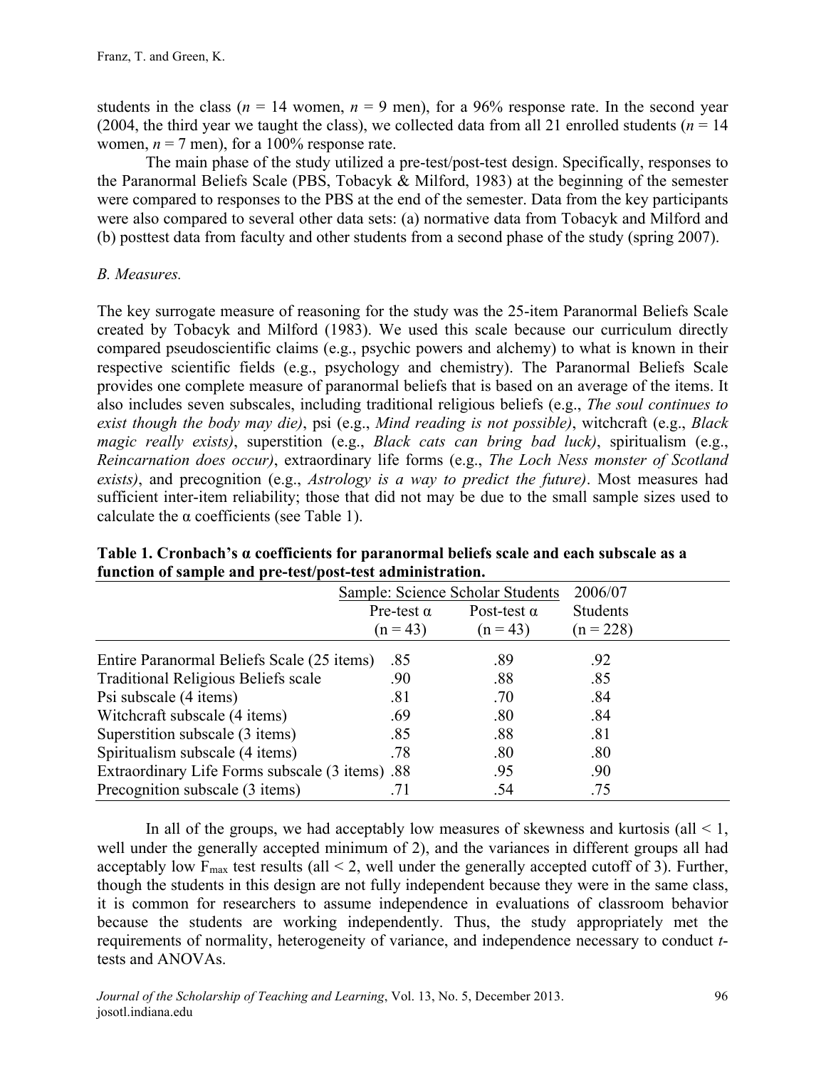students in the class ($n$ = 14 women, $n$ = 9 men), for a 96% response rate. In the second year (2004, the third year we taught the class), we collected data from all 21 enrolled students ($n$ = 14 women, $n$ = 7 men), for a 100% response rate.

The main phase of the study utilized a pre-test/post-test design. Specifically, responses to the Paranormal Beliefs Scale (PBS, Tobacyk & Milford, 1983) at the beginning of the semester were compared to responses to the PBS at the end of the semester. Data from the key participants were also compared to several other data sets: (a) normative data from Tobacyk and Milford and (b) posttest data from faculty and other students from a second phase of the study (spring 2007).

*B. Measures.*

The key surrogate measure of reasoning for the study was the 25-item Paranormal Beliefs Scale created by Tobacyk and Milford (1983). We used this scale because our curriculum directly compared pseudoscientific claims (e.g., psychic powers and alchemy) to what is known in their respective scientific fields (e.g., psychology and chemistry). The Paranormal Beliefs Scale provides one complete measure of paranormal beliefs that is based on an average of the items. It also includes seven subscales, including traditional religious beliefs (e.g., *The soul continues to exist though the body may die)*, psi (e.g., *Mind reading is not possible)*, witchcraft (e.g., *Black magic really exists)*, superstition (e.g., *Black cats can bring bad luck)*, spiritualism (e.g., *Reincarnation does occur)*, extraordinary life forms (e.g., *The Loch Ness monster of Scotland exists)*, and precognition (e.g., *Astrology is a way to predict the future)*. Most measures had sufficient inter-item reliability; those that did not may be due to the small sample sizes used to calculate the α coefficients (see Table 1).

**Table 1. Cronbach's α coefficients for paranormal beliefs scale and each subscale as a function of sample and pre-test/post-test administration.**

| | Sample: Science Scholar Students | | 2006/07 Students |
|---|---|---|---|
| | Pre-test α (n = 43) | Post-test α (n = 43) | (n = 228) |
| Entire Paranormal Beliefs Scale (25 items) | .85 | .89 | .92 |
| Traditional Religious Beliefs scale | .90 | .88 | .85 |
| Psi subscale (4 items) | .81 | .70 | .84 |
| Witchcraft subscale (4 items) | .69 | .80 | .84 |
| Superstition subscale (3 items) | .85 | .88 | .81 |
| Spiritualism subscale (4 items) | .78 | .80 | .80 |
| Extraordinary Life Forms subscale (3 items) | .88 | .95 | .90 |
| Precognition subscale (3 items) | .71 | .54 | .75 |

In all of the groups, we had acceptably low measures of skewness and kurtosis (all < 1, well under the generally accepted minimum of 2), and the variances in different groups all had acceptably low $F_{max}$ test results (all < 2, well under the generally accepted cutoff of 3). Further, though the students in this design are not fully independent because they were in the same class, it is common for researchers to assume independence in evaluations of classroom behavior because the students are working independently. Thus, the study appropriately met the requirements of normality, heterogeneity of variance, and independence necessary to conduct $t$-tests and ANOVAs.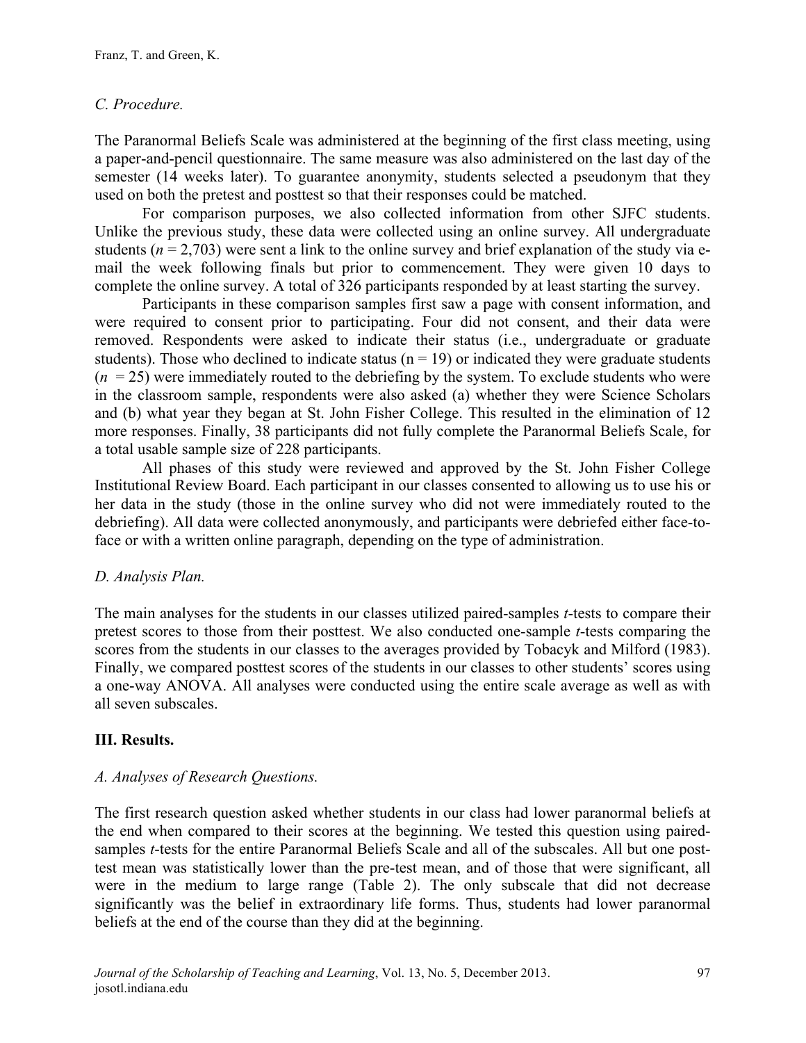*C. Procedure.*

The Paranormal Beliefs Scale was administered at the beginning of the first class meeting, using a paper-and-pencil questionnaire. The same measure was also administered on the last day of the semester (14 weeks later). To guarantee anonymity, students selected a pseudonym that they used on both the pretest and posttest so that their responses could be matched.

For comparison purposes, we also collected information from other SJFC students. Unlike the previous study, these data were collected using an online survey. All undergraduate students ($n$ = 2,703) were sent a link to the online survey and brief explanation of the study via e-mail the week following finals but prior to commencement. They were given 10 days to complete the online survey. A total of 326 participants responded by at least starting the survey.

Participants in these comparison samples first saw a page with consent information, and were required to consent prior to participating. Four did not consent, and their data were removed. Respondents were asked to indicate their status (i.e., undergraduate or graduate students). Those who declined to indicate status (n = 19) or indicated they were graduate students ($n$ = 25) were immediately routed to the debriefing by the system. To exclude students who were in the classroom sample, respondents were also asked (a) whether they were Science Scholars and (b) what year they began at St. John Fisher College. This resulted in the elimination of 12 more responses. Finally, 38 participants did not fully complete the Paranormal Beliefs Scale, for a total usable sample size of 228 participants.

All phases of this study were reviewed and approved by the St. John Fisher College Institutional Review Board. Each participant in our classes consented to allowing us to use his or her data in the study (those in the online survey who did not were immediately routed to the debriefing). All data were collected anonymously, and participants were debriefed either face-to-face or with a written online paragraph, depending on the type of administration.

*D. Analysis Plan.*

The main analyses for the students in our classes utilized paired-samples $t$-tests to compare their pretest scores to those from their posttest. We also conducted one-sample $t$-tests comparing the scores from the students in our classes to the averages provided by Tobacyk and Milford (1983). Finally, we compared posttest scores of the students in our classes to other students' scores using a one-way ANOVA. All analyses were conducted using the entire scale average as well as with all seven subscales.

## III. Results.

*A. Analyses of Research Questions.*

The first research question asked whether students in our class had lower paranormal beliefs at the end when compared to their scores at the beginning. We tested this question using paired-samples $t$-tests for the entire Paranormal Beliefs Scale and all of the subscales. All but one post-test mean was statistically lower than the pre-test mean, and of those that were significant, all were in the medium to large range (Table 2). The only subscale that did not decrease significantly was the belief in extraordinary life forms. Thus, students had lower paranormal beliefs at the end of the course than they did at the beginning.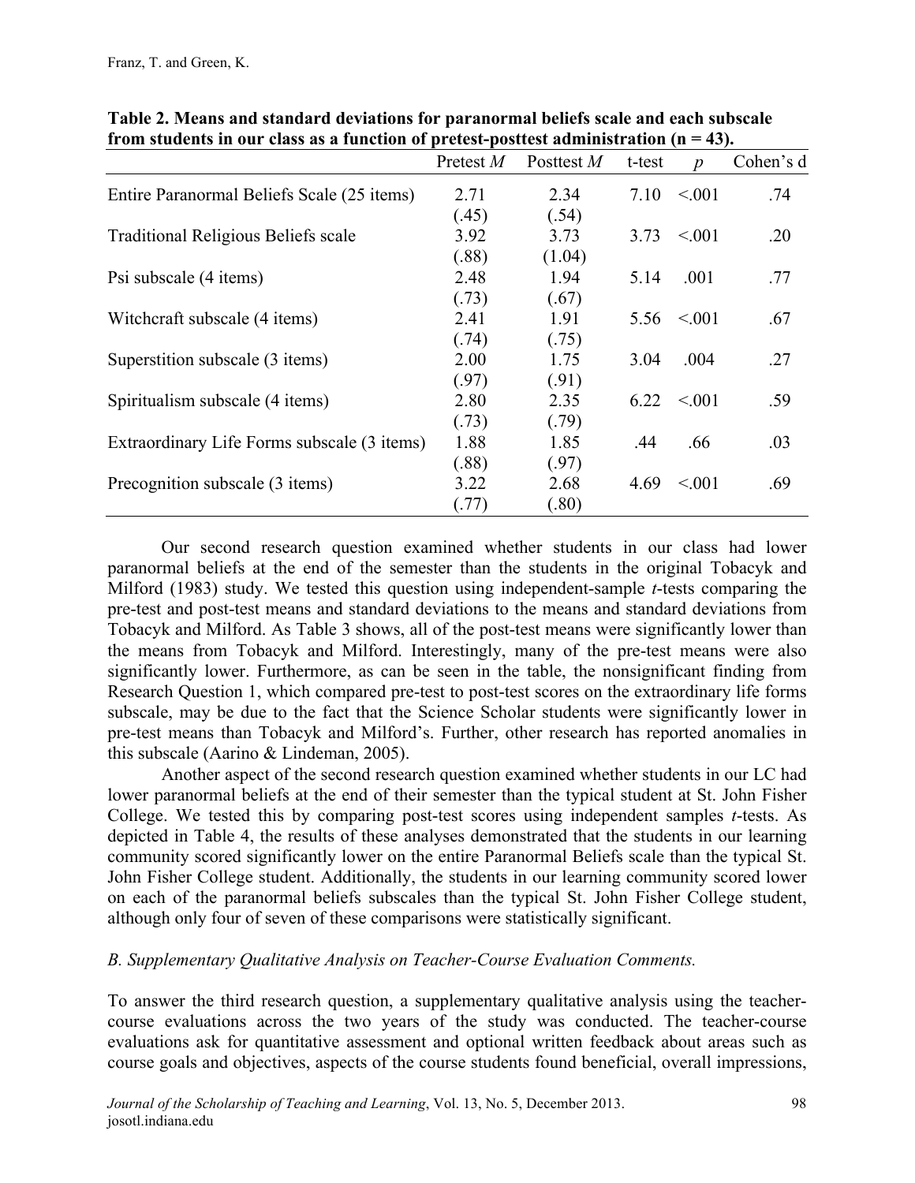**Table 2. Means and standard deviations for paranormal beliefs scale and each subscale from students in our class as a function of pretest-posttest administration (n = 43).**

| | Pretest *M* | Posttest *M* | t-test | *p* | Cohen's d |
|---|---|---|---|---|---|
| Entire Paranormal Beliefs Scale (25 items) | 2.71 (.45) | 2.34 (.54) | 7.10 | <.001 | .74 |
| Traditional Religious Beliefs scale | 3.92 (.88) | 3.73 (1.04) | 3.73 | <.001 | .20 |
| Psi subscale (4 items) | 2.48 (.73) | 1.94 (.67) | 5.14 | .001 | .77 |
| Witchcraft subscale (4 items) | 2.41 (.74) | 1.91 (.75) | 5.56 | <.001 | .67 |
| Superstition subscale (3 items) | 2.00 (.97) | 1.75 (.91) | 3.04 | .004 | .27 |
| Spiritualism subscale (4 items) | 2.80 (.73) | 2.35 (.79) | 6.22 | <.001 | .59 |
| Extraordinary Life Forms subscale (3 items) | 1.88 (.88) | 1.85 (.97) | .44 | .66 | .03 |
| Precognition subscale (3 items) | 3.22 (.77) | 2.68 (.80) | 4.69 | <.001 | .69 |

Our second research question examined whether students in our class had lower paranormal beliefs at the end of the semester than the students in the original Tobacyk and Milford (1983) study. We tested this question using independent-sample *t*-tests comparing the pre-test and post-test means and standard deviations to the means and standard deviations from Tobacyk and Milford. As Table 3 shows, all of the post-test means were significantly lower than the means from Tobacyk and Milford. Interestingly, many of the pre-test means were also significantly lower. Furthermore, as can be seen in the table, the nonsignificant finding from Research Question 1, which compared pre-test to post-test scores on the extraordinary life forms subscale, may be due to the fact that the Science Scholar students were significantly lower in pre-test means than Tobacyk and Milford's. Further, other research has reported anomalies in this subscale (Aarino & Lindeman, 2005).

Another aspect of the second research question examined whether students in our LC had lower paranormal beliefs at the end of their semester than the typical student at St. John Fisher College. We tested this by comparing post-test scores using independent samples *t*-tests. As depicted in Table 4, the results of these analyses demonstrated that the students in our learning community scored significantly lower on the entire Paranormal Beliefs scale than the typical St. John Fisher College student. Additionally, the students in our learning community scored lower on each of the paranormal beliefs subscales than the typical St. John Fisher College student, although only four of seven of these comparisons were statistically significant.

*B. Supplementary Qualitative Analysis on Teacher-Course Evaluation Comments.*

To answer the third research question, a supplementary qualitative analysis using the teacher-course evaluations across the two years of the study was conducted. The teacher-course evaluations ask for quantitative assessment and optional written feedback about areas such as course goals and objectives, aspects of the course students found beneficial, overall impressions,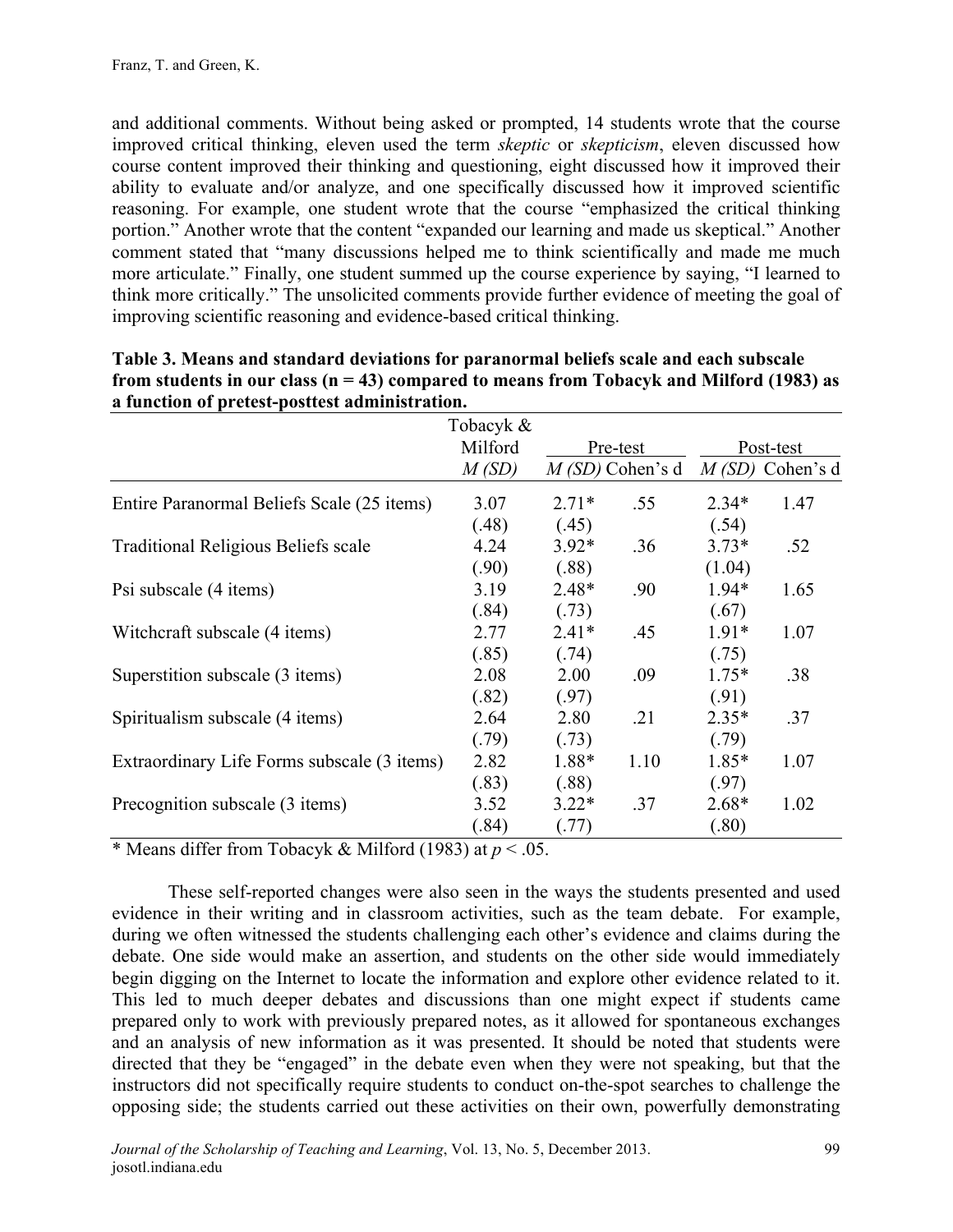and additional comments. Without being asked or prompted, 14 students wrote that the course improved critical thinking, eleven used the term *skeptic* or *skepticism*, eleven discussed how course content improved their thinking and questioning, eight discussed how it improved their ability to evaluate and/or analyze, and one specifically discussed how it improved scientific reasoning. For example, one student wrote that the course "emphasized the critical thinking portion." Another wrote that the content "expanded our learning and made us skeptical." Another comment stated that "many discussions helped me to think scientifically and made me much more articulate." Finally, one student summed up the course experience by saying, "I learned to think more critically." The unsolicited comments provide further evidence of meeting the goal of improving scientific reasoning and evidence-based critical thinking.

**Table 3. Means and standard deviations for paranormal beliefs scale and each subscale from students in our class (n = 43) compared to means from Tobacyk and Milford (1983) as a function of pretest-posttest administration.**

| | Tobacyk & Milford | Pre-test | | Post-test | |
|---|---|---|---|---|---|
| | *M (SD)* | *M (SD)* | Cohen's d | *M (SD)* | Cohen's d |
| Entire Paranormal Beliefs Scale (25 items) | 3.07 (.48) | 2.71* (.45) | .55 | 2.34* (.54) | 1.47 |
| Traditional Religious Beliefs scale | 4.24 (.90) | 3.92* (.88) | .36 | 3.73* (1.04) | .52 |
| Psi subscale (4 items) | 3.19 (.84) | 2.48* (.73) | .90 | 1.94* (.67) | 1.65 |
| Witchcraft subscale (4 items) | 2.77 (.85) | 2.41* (.74) | .45 | 1.91* (.75) | 1.07 |
| Superstition subscale (3 items) | 2.08 (.82) | 2.00 (.97) | .09 | 1.75* (.91) | .38 |
| Spiritualism subscale (4 items) | 2.64 (.79) | 2.80 (.73) | .21 | 2.35* (.79) | .37 |
| Extraordinary Life Forms subscale (3 items) | 2.82 (.83) | 1.88* (.88) | 1.10 | 1.85* (.97) | 1.07 |
| Precognition subscale (3 items) | 3.52 (.84) | 3.22* (.77) | .37 | 2.68* (.80) | 1.02 |

\* Means differ from Tobacyk & Milford (1983) at $p < .05$.

These self-reported changes were also seen in the ways the students presented and used evidence in their writing and in classroom activities, such as the team debate. For example, during we often witnessed the students challenging each other's evidence and claims during the debate. One side would make an assertion, and students on the other side would immediately begin digging on the Internet to locate the information and explore other evidence related to it. This led to much deeper debates and discussions than one might expect if students came prepared only to work with previously prepared notes, as it allowed for spontaneous exchanges and an analysis of new information as it was presented. It should be noted that students were directed that they be "engaged" in the debate even when they were not speaking, but that the instructors did not specifically require students to conduct on-the-spot searches to challenge the opposing side; the students carried out these activities on their own, powerfully demonstrating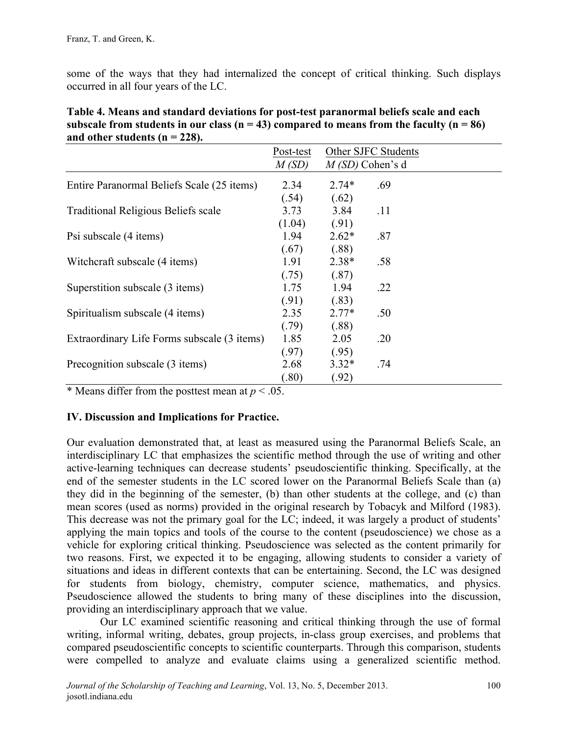some of the ways that they had internalized the concept of critical thinking. Such displays occurred in all four years of the LC.

**Table 4. Means and standard deviations for post-test paranormal beliefs scale and each subscale from students in our class (n = 43) compared to means from the faculty (n = 86) and other students (n = 228).**

| | Post-test | Other SJFC Students | |
|---|---|---|---|
| | *M (SD)* | *M (SD)* | Cohen's d |
| Entire Paranormal Beliefs Scale (25 items) | 2.34 (.54) | 2.74* (.62) | .69 |
| Traditional Religious Beliefs scale | 3.73 (1.04) | 3.84 (.91) | .11 |
| Psi subscale (4 items) | 1.94 (.67) | 2.62* (.88) | .87 |
| Witchcraft subscale (4 items) | 1.91 (.75) | 2.38* (.87) | .58 |
| Superstition subscale (3 items) | 1.75 (.91) | 1.94 (.83) | .22 |
| Spiritualism subscale (4 items) | 2.35 (.79) | 2.77* (.88) | .50 |
| Extraordinary Life Forms subscale (3 items) | 1.85 (.97) | 2.05 (.95) | .20 |
| Precognition subscale (3 items) | 2.68 (.80) | 3.32* (.92) | .74 |

\* Means differ from the posttest mean at $p < .05$.

## IV. Discussion and Implications for Practice.

Our evaluation demonstrated that, at least as measured using the Paranormal Beliefs Scale, an interdisciplinary LC that emphasizes the scientific method through the use of writing and other active-learning techniques can decrease students' pseudoscientific thinking. Specifically, at the end of the semester students in the LC scored lower on the Paranormal Beliefs Scale than (a) they did in the beginning of the semester, (b) than other students at the college, and (c) than mean scores (used as norms) provided in the original research by Tobacyk and Milford (1983). This decrease was not the primary goal for the LC; indeed, it was largely a product of students' applying the main topics and tools of the course to the content (pseudoscience) we chose as a vehicle for exploring critical thinking. Pseudoscience was selected as the content primarily for two reasons. First, we expected it to be engaging, allowing students to consider a variety of situations and ideas in different contexts that can be entertaining. Second, the LC was designed for students from biology, chemistry, computer science, mathematics, and physics. Pseudoscience allowed the students to bring many of these disciplines into the discussion, providing an interdisciplinary approach that we value.

Our LC examined scientific reasoning and critical thinking through the use of formal writing, informal writing, debates, group projects, in-class group exercises, and problems that compared pseudoscientific concepts to scientific counterparts. Through this comparison, students were compelled to analyze and evaluate claims using a generalized scientific method.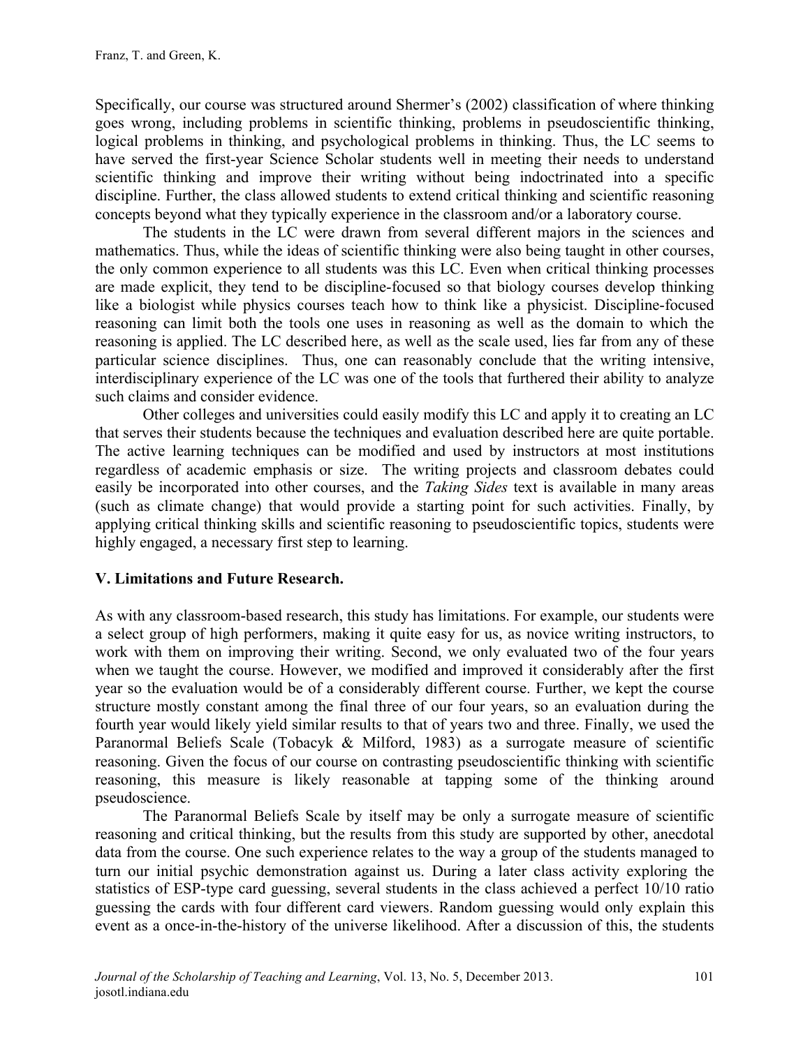Specifically, our course was structured around Shermer's (2002) classification of where thinking goes wrong, including problems in scientific thinking, problems in pseudoscientific thinking, logical problems in thinking, and psychological problems in thinking. Thus, the LC seems to have served the first-year Science Scholar students well in meeting their needs to understand scientific thinking and improve their writing without being indoctrinated into a specific discipline. Further, the class allowed students to extend critical thinking and scientific reasoning concepts beyond what they typically experience in the classroom and/or a laboratory course.

The students in the LC were drawn from several different majors in the sciences and mathematics. Thus, while the ideas of scientific thinking were also being taught in other courses, the only common experience to all students was this LC. Even when critical thinking processes are made explicit, they tend to be discipline-focused so that biology courses develop thinking like a biologist while physics courses teach how to think like a physicist. Discipline-focused reasoning can limit both the tools one uses in reasoning as well as the domain to which the reasoning is applied. The LC described here, as well as the scale used, lies far from any of these particular science disciplines. Thus, one can reasonably conclude that the writing intensive, interdisciplinary experience of the LC was one of the tools that furthered their ability to analyze such claims and consider evidence.

Other colleges and universities could easily modify this LC and apply it to creating an LC that serves their students because the techniques and evaluation described here are quite portable. The active learning techniques can be modified and used by instructors at most institutions regardless of academic emphasis or size. The writing projects and classroom debates could easily be incorporated into other courses, and the *Taking Sides* text is available in many areas (such as climate change) that would provide a starting point for such activities. Finally, by applying critical thinking skills and scientific reasoning to pseudoscientific topics, students were highly engaged, a necessary first step to learning.

## V. Limitations and Future Research.

As with any classroom-based research, this study has limitations. For example, our students were a select group of high performers, making it quite easy for us, as novice writing instructors, to work with them on improving their writing. Second, we only evaluated two of the four years when we taught the course. However, we modified and improved it considerably after the first year so the evaluation would be of a considerably different course. Further, we kept the course structure mostly constant among the final three of our four years, so an evaluation during the fourth year would likely yield similar results to that of years two and three. Finally, we used the Paranormal Beliefs Scale (Tobacyk & Milford, 1983) as a surrogate measure of scientific reasoning. Given the focus of our course on contrasting pseudoscientific thinking with scientific reasoning, this measure is likely reasonable at tapping some of the thinking around pseudoscience.

The Paranormal Beliefs Scale by itself may be only a surrogate measure of scientific reasoning and critical thinking, but the results from this study are supported by other, anecdotal data from the course. One such experience relates to the way a group of the students managed to turn our initial psychic demonstration against us. During a later class activity exploring the statistics of ESP-type card guessing, several students in the class achieved a perfect 10/10 ratio guessing the cards with four different card viewers. Random guessing would only explain this event as a once-in-the-history of the universe likelihood. After a discussion of this, the students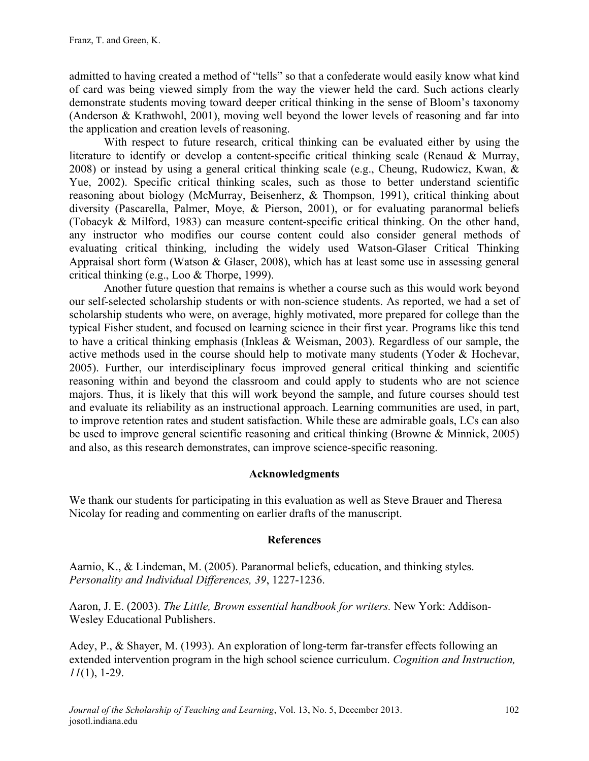admitted to having created a method of "tells" so that a confederate would easily know what kind of card was being viewed simply from the way the viewer held the card. Such actions clearly demonstrate students moving toward deeper critical thinking in the sense of Bloom's taxonomy (Anderson & Krathwohl, 2001), moving well beyond the lower levels of reasoning and far into the application and creation levels of reasoning.

With respect to future research, critical thinking can be evaluated either by using the literature to identify or develop a content-specific critical thinking scale (Renaud & Murray, 2008) or instead by using a general critical thinking scale (e.g., Cheung, Rudowicz, Kwan, & Yue, 2002). Specific critical thinking scales, such as those to better understand scientific reasoning about biology (McMurray, Beisenherz, & Thompson, 1991), critical thinking about diversity (Pascarella, Palmer, Moye, & Pierson, 2001), or for evaluating paranormal beliefs (Tobacyk & Milford, 1983) can measure content-specific critical thinking. On the other hand, any instructor who modifies our course content could also consider general methods of evaluating critical thinking, including the widely used Watson-Glaser Critical Thinking Appraisal short form (Watson & Glaser, 2008), which has at least some use in assessing general critical thinking (e.g., Loo & Thorpe, 1999).

Another future question that remains is whether a course such as this would work beyond our self-selected scholarship students or with non-science students. As reported, we had a set of scholarship students who were, on average, highly motivated, more prepared for college than the typical Fisher student, and focused on learning science in their first year. Programs like this tend to have a critical thinking emphasis (Inkleas & Weisman, 2003). Regardless of our sample, the active methods used in the course should help to motivate many students (Yoder & Hochevar, 2005). Further, our interdisciplinary focus improved general critical thinking and scientific reasoning within and beyond the classroom and could apply to students who are not science majors. Thus, it is likely that this will work beyond the sample, and future courses should test and evaluate its reliability as an instructional approach. Learning communities are used, in part, to improve retention rates and student satisfaction. While these are admirable goals, LCs can also be used to improve general scientific reasoning and critical thinking (Browne & Minnick, 2005) and also, as this research demonstrates, can improve science-specific reasoning.

## Acknowledgments

We thank our students for participating in this evaluation as well as Steve Brauer and Theresa Nicolay for reading and commenting on earlier drafts of the manuscript.

## References

Aarnio, K., & Lindeman, M. (2005). Paranormal beliefs, education, and thinking styles. *Personality and Individual Differences, 39*, 1227-1236.

Aaron, J. E. (2003). *The Little, Brown essential handbook for writers.* New York: Addison-Wesley Educational Publishers.

Adey, P., & Shayer, M. (1993). An exploration of long-term far-transfer effects following an extended intervention program in the high school science curriculum. *Cognition and Instruction, 11*(1), 1-29.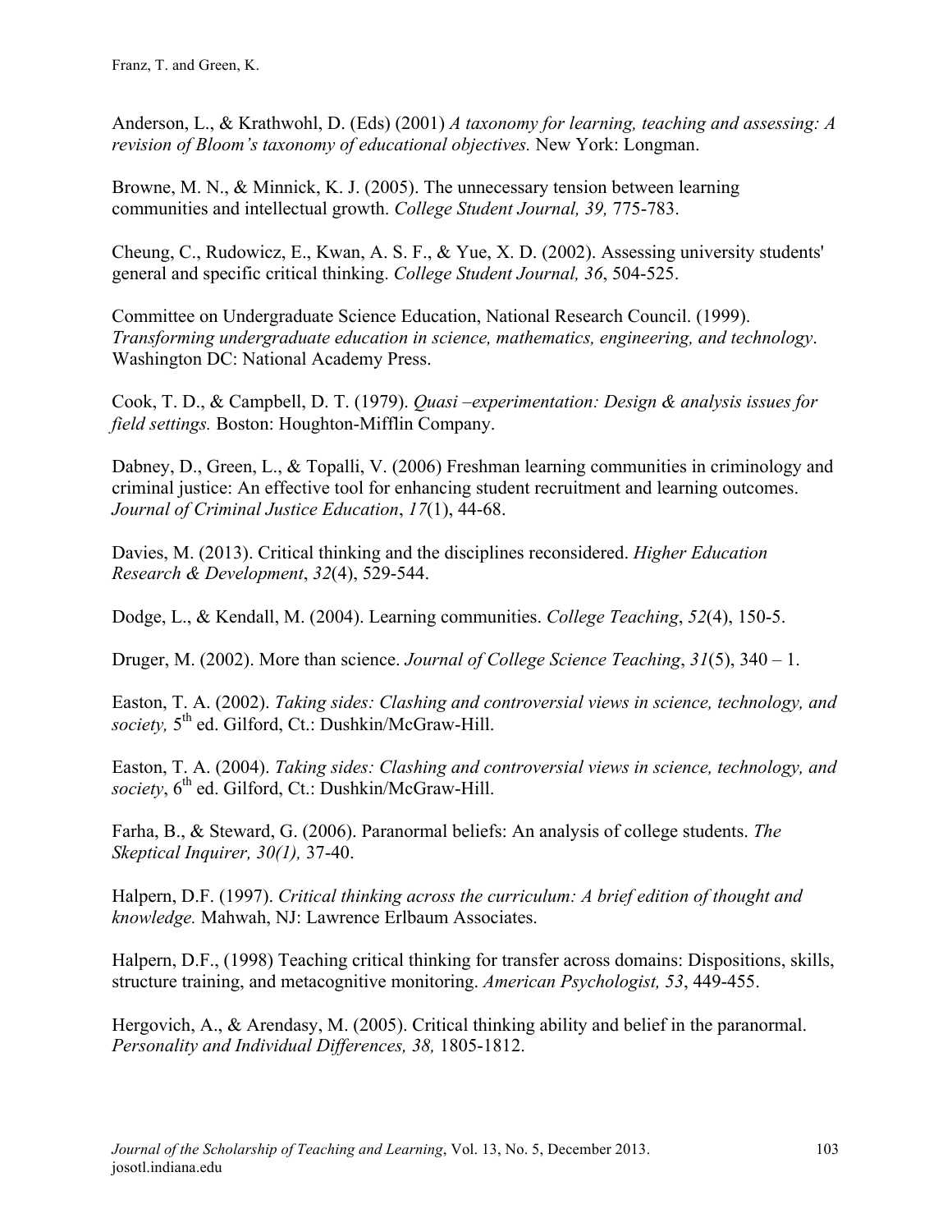Anderson, L., & Krathwohl, D. (Eds) (2001) *A taxonomy for learning, teaching and assessing: A revision of Bloom's taxonomy of educational objectives.* New York: Longman.

Browne, M. N., & Minnick, K. J. (2005). The unnecessary tension between learning communities and intellectual growth. *College Student Journal, 39,* 775-783.

Cheung, C., Rudowicz, E., Kwan, A. S. F., & Yue, X. D. (2002). Assessing university students' general and specific critical thinking. *College Student Journal, 36*, 504-525.

Committee on Undergraduate Science Education, National Research Council. (1999). *Transforming undergraduate education in science, mathematics, engineering, and technology*. Washington DC: National Academy Press.

Cook, T. D., & Campbell, D. T. (1979). *Quasi –experimentation: Design & analysis issues for field settings.* Boston: Houghton-Mifflin Company.

Dabney, D., Green, L., & Topalli, V. (2006) Freshman learning communities in criminology and criminal justice: An effective tool for enhancing student recruitment and learning outcomes. *Journal of Criminal Justice Education*, *17*(1), 44-68.

Davies, M. (2013). Critical thinking and the disciplines reconsidered. *Higher Education Research & Development*, *32*(4), 529-544.

Dodge, L., & Kendall, M. (2004). Learning communities. *College Teaching*, *52*(4), 150-5.

Druger, M. (2002). More than science. *Journal of College Science Teaching*, *31*(5), 340 – 1.

Easton, T. A. (2002). *Taking sides: Clashing and controversial views in science, technology, and society,* 5th ed. Gilford, Ct.: Dushkin/McGraw-Hill.

Easton, T. A. (2004). *Taking sides: Clashing and controversial views in science, technology, and society*, 6th ed. Gilford, Ct.: Dushkin/McGraw-Hill.

Farha, B., & Steward, G. (2006). Paranormal beliefs: An analysis of college students. *The Skeptical Inquirer, 30(1),* 37-40.

Halpern, D.F. (1997). *Critical thinking across the curriculum: A brief edition of thought and knowledge.* Mahwah, NJ: Lawrence Erlbaum Associates.

Halpern, D.F., (1998) Teaching critical thinking for transfer across domains: Dispositions, skills, structure training, and metacognitive monitoring. *American Psychologist, 53*, 449-455.

Hergovich, A., & Arendasy, M. (2005). Critical thinking ability and belief in the paranormal. *Personality and Individual Differences, 38,* 1805-1812.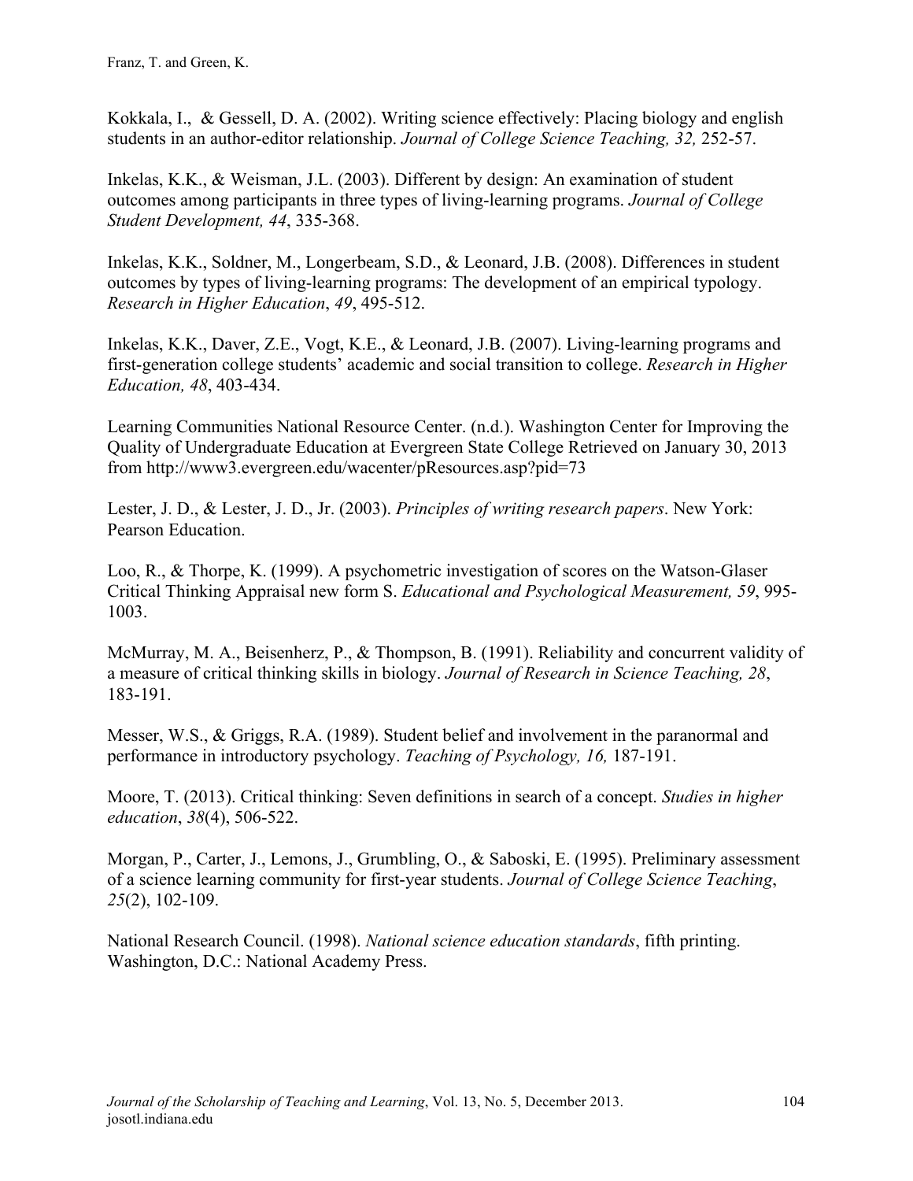Kokkala, I., & Gessell, D. A. (2002). Writing science effectively: Placing biology and english students in an author-editor relationship. *Journal of College Science Teaching, 32,* 252-57.

Inkelas, K.K., & Weisman, J.L. (2003). Different by design: An examination of student outcomes among participants in three types of living-learning programs. *Journal of College Student Development, 44*, 335-368.

Inkelas, K.K., Soldner, M., Longerbeam, S.D., & Leonard, J.B. (2008). Differences in student outcomes by types of living-learning programs: The development of an empirical typology. *Research in Higher Education*, *49*, 495-512.

Inkelas, K.K., Daver, Z.E., Vogt, K.E., & Leonard, J.B. (2007). Living-learning programs and first-generation college students' academic and social transition to college. *Research in Higher Education, 48*, 403-434.

Learning Communities National Resource Center. (n.d.). Washington Center for Improving the Quality of Undergraduate Education at Evergreen State College Retrieved on January 30, 2013 from http://www3.evergreen.edu/wacenter/pResources.asp?pid=73

Lester, J. D., & Lester, J. D., Jr. (2003). *Principles of writing research papers*. New York: Pearson Education.

Loo, R., & Thorpe, K. (1999). A psychometric investigation of scores on the Watson-Glaser Critical Thinking Appraisal new form S. *Educational and Psychological Measurement, 59*, 995-1003.

McMurray, M. A., Beisenherz, P., & Thompson, B. (1991). Reliability and concurrent validity of a measure of critical thinking skills in biology. *Journal of Research in Science Teaching, 28*, 183-191.

Messer, W.S., & Griggs, R.A. (1989). Student belief and involvement in the paranormal and performance in introductory psychology. *Teaching of Psychology, 16,* 187-191.

Moore, T. (2013). Critical thinking: Seven definitions in search of a concept. *Studies in higher education*, *38*(4), 506-522.

Morgan, P., Carter, J., Lemons, J., Grumbling, O., & Saboski, E. (1995). Preliminary assessment of a science learning community for first-year students. *Journal of College Science Teaching*, *25*(2), 102-109.

National Research Council. (1998). *National science education standards*, fifth printing. Washington, D.C.: National Academy Press.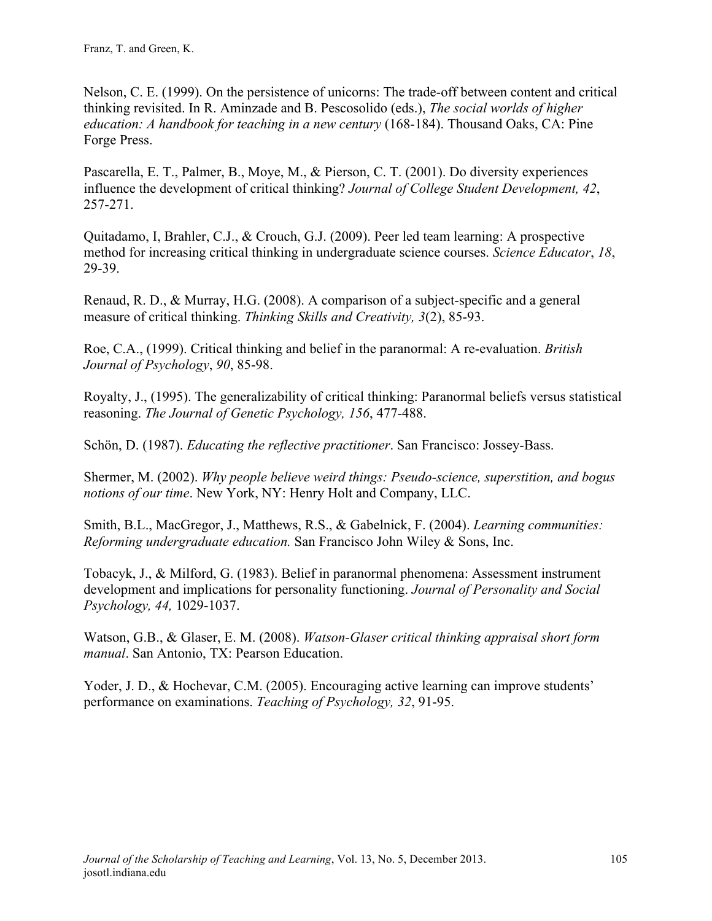Nelson, C. E. (1999). On the persistence of unicorns: The trade-off between content and critical thinking revisited. In R. Aminzade and B. Pescosolido (eds.), *The social worlds of higher education: A handbook for teaching in a new century* (168-184). Thousand Oaks, CA: Pine Forge Press.

Pascarella, E. T., Palmer, B., Moye, M., & Pierson, C. T. (2001). Do diversity experiences influence the development of critical thinking? *Journal of College Student Development, 42*, 257-271.

Quitadamo, I, Brahler, C.J., & Crouch, G.J. (2009). Peer led team learning: A prospective method for increasing critical thinking in undergraduate science courses. *Science Educator*, *18*, 29-39.

Renaud, R. D., & Murray, H.G. (2008). A comparison of a subject-specific and a general measure of critical thinking. *Thinking Skills and Creativity, 3*(2), 85-93.

Roe, C.A., (1999). Critical thinking and belief in the paranormal: A re-evaluation. *British Journal of Psychology*, *90*, 85-98.

Royalty, J., (1995). The generalizability of critical thinking: Paranormal beliefs versus statistical reasoning. *The Journal of Genetic Psychology, 156*, 477-488.

Schön, D. (1987). *Educating the reflective practitioner*. San Francisco: Jossey-Bass.

Shermer, M. (2002). *Why people believe weird things: Pseudo-science, superstition, and bogus notions of our time*. New York, NY: Henry Holt and Company, LLC.

Smith, B.L., MacGregor, J., Matthews, R.S., & Gabelnick, F. (2004). *Learning communities: Reforming undergraduate education.* San Francisco John Wiley & Sons, Inc.

Tobacyk, J., & Milford, G. (1983). Belief in paranormal phenomena: Assessment instrument development and implications for personality functioning. *Journal of Personality and Social Psychology, 44,* 1029-1037.

Watson, G.B., & Glaser, E. M. (2008). *Watson-Glaser critical thinking appraisal short form manual*. San Antonio, TX: Pearson Education.

Yoder, J. D., & Hochevar, C.M. (2005). Encouraging active learning can improve students' performance on examinations. *Teaching of Psychology, 32*, 91-95.